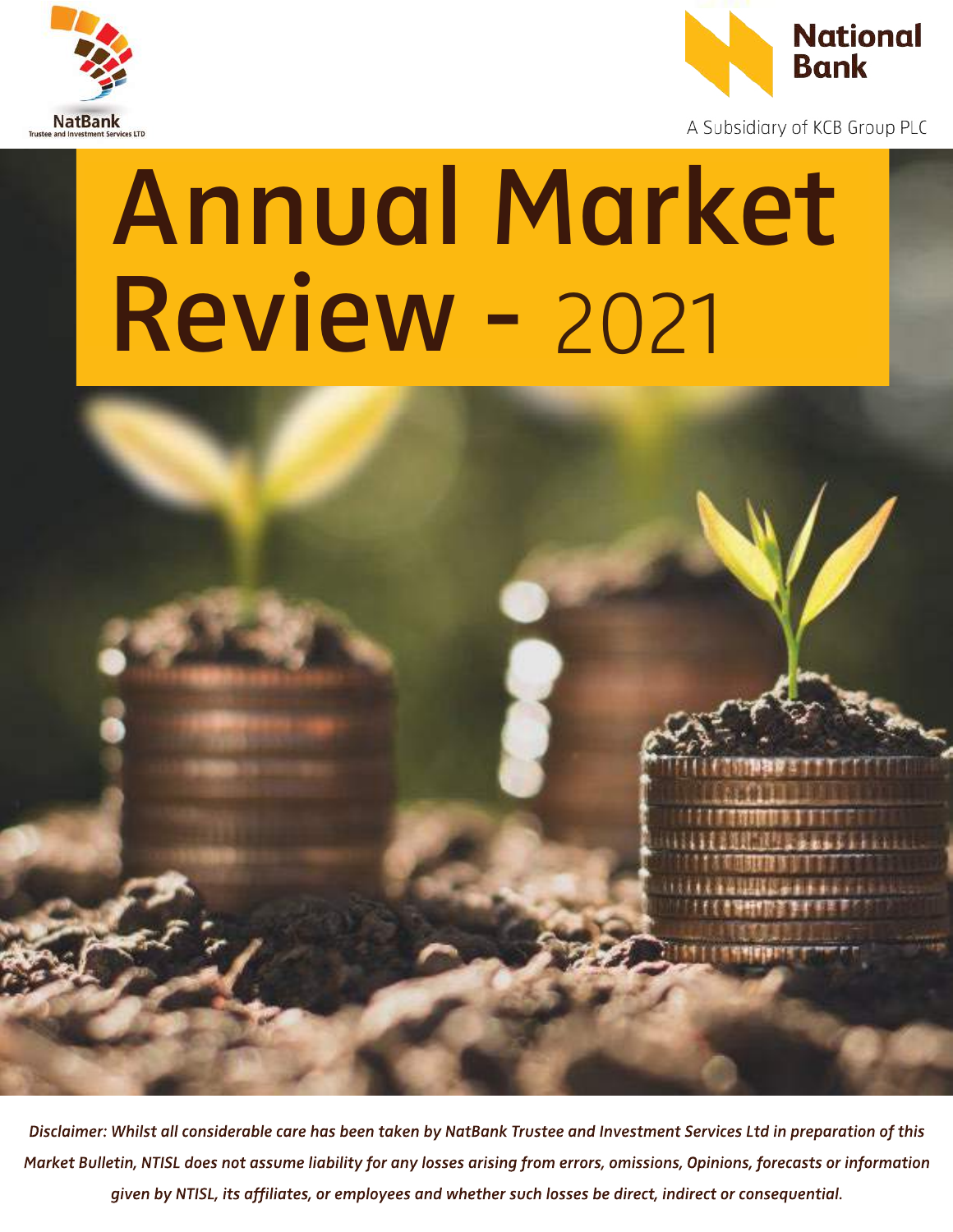NatBank
Trustee and Investment Services LTD

National Bank

A Subsidiary of KCB Group PLC

# Annual Market Review - 2021

*Disclaimer: Whilst all considerable care has been taken by NatBank Trustee and Investment Services Ltd in preparation of this Market Bulletin, NTISL does not assume liability for any losses arising from errors, omissions, Opinions, forecasts or information given by NTISL, its affiliates, or employees and whether such losses be direct, indirect or consequential.*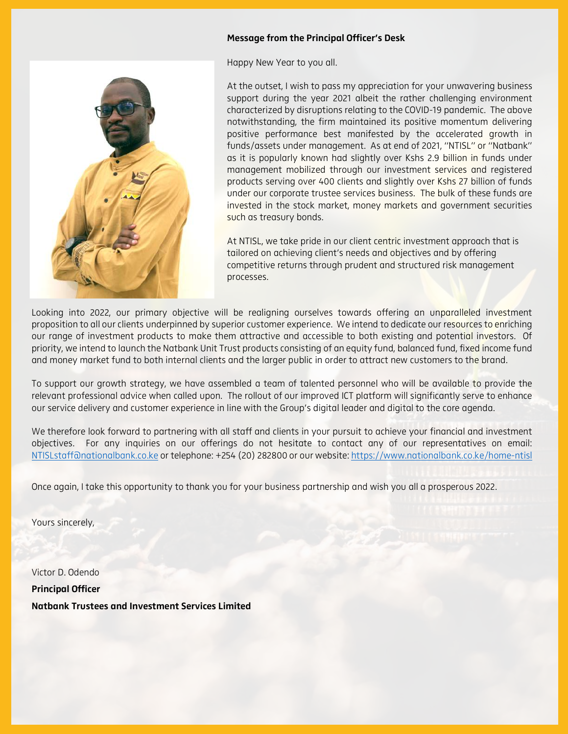**Message from the Principal Officer's Desk**

Happy New Year to you all.

At the outset, I wish to pass my appreciation for your unwavering business support during the year 2021 albeit the rather challenging environment characterized by disruptions relating to the COVID-19 pandemic. The above notwithstanding, the firm maintained its positive momentum delivering positive performance best manifested by the accelerated growth in funds/assets under management. As at end of 2021, ''NTISL'' or ''Natbank'' as it is popularly known had slightly over Kshs 2.9 billion in funds under management mobilized through our investment services and registered products serving over 400 clients and slightly over Kshs 27 billion of funds under our corporate trustee services business. The bulk of these funds are invested in the stock market, money markets and government securities such as treasury bonds.

At NTISL, we take pride in our client centric investment approach that is tailored on achieving client's needs and objectives and by offering competitive returns through prudent and structured risk management processes.

Looking into 2022, our primary objective will be realigning ourselves towards offering an unparalleled investment proposition to all our clients underpinned by superior customer experience. We intend to dedicate our resources to enriching our range of investment products to make them attractive and accessible to both existing and potential investors. Of priority, we intend to launch the Natbank Unit Trust products consisting of an equity fund, balanced fund, fixed income fund and money market fund to both internal clients and the larger public in order to attract new customers to the brand.

To support our growth strategy, we have assembled a team of talented personnel who will be available to provide the relevant professional advice when called upon. The rollout of our improved ICT platform will significantly serve to enhance our service delivery and customer experience in line with the Group's digital leader and digital to the core agenda.

We therefore look forward to partnering with all staff and clients in your pursuit to achieve your financial and investment objectives. For any inquiries on our offerings do not hesitate to contact any of our representatives on email: NTISLstaff@nationalbank.co.ke or telephone: +254 (20) 282800 or our website: https://www.nationalbank.co.ke/home-ntisl

Once again, I take this opportunity to thank you for your business partnership and wish you all a prosperous 2022.

Yours sincerely,

Victor D. Odendo

**Principal Officer**

**Natbank Trustees and Investment Services Limited**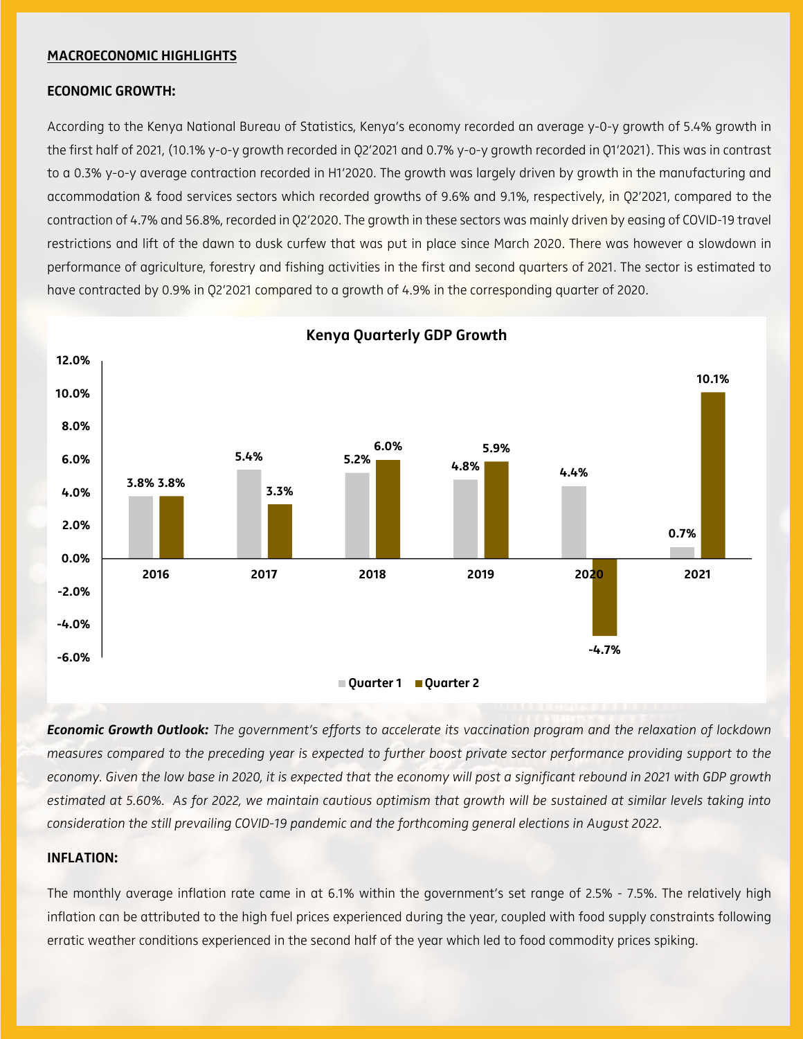## MACROECONOMIC HIGHLIGHTS

### ECONOMIC GROWTH:

According to the Kenya National Bureau of Statistics, Kenya's economy recorded an average y-0-y growth of 5.4% growth in the first half of 2021, (10.1% y-o-y growth recorded in Q2'2021 and 0.7% y-o-y growth recorded in Q1'2021). This was in contrast to a 0.3% y-o-y average contraction recorded in H1'2020. The growth was largely driven by growth in the manufacturing and accommodation & food services sectors which recorded growths of 9.6% and 9.1%, respectively, in Q2'2021, compared to the contraction of 4.7% and 56.8%, recorded in Q2'2020. The growth in these sectors was mainly driven by easing of COVID-19 travel restrictions and lift of the dawn to dusk curfew that was put in place since March 2020. There was however a slowdown in performance of agriculture, forestry and fishing activities in the first and second quarters of 2021. The sector is estimated to have contracted by 0.9% in Q2'2021 compared to a growth of 4.9% in the corresponding quarter of 2020.

**Kenya Quarterly GDP Growth**

| Year | Quarter 1 | Quarter 2 |
|---|---|---|
| 2016 | 3.8% | 3.8% |
| 2017 | 5.4% | 3.3% |
| 2018 | 5.2% | 6.0% |
| 2019 | 4.8% | 5.9% |
| 2020 | 4.4% | -4.7% |
| 2021 | 0.7% | 10.1% |

***Economic Growth Outlook:*** *The government's efforts to accelerate its vaccination program and the relaxation of lockdown measures compared to the preceding year is expected to further boost private sector performance providing support to the economy. Given the low base in 2020, it is expected that the economy will post a significant rebound in 2021 with GDP growth estimated at 5.60%. As for 2022, we maintain cautious optimism that growth will be sustained at similar levels taking into consideration the still prevailing COVID-19 pandemic and the forthcoming general elections in August 2022.*

### INFLATION:

The monthly average inflation rate came in at 6.1% within the government's set range of 2.5% - 7.5%. The relatively high inflation can be attributed to the high fuel prices experienced during the year, coupled with food supply constraints following erratic weather conditions experienced in the second half of the year which led to food commodity prices spiking.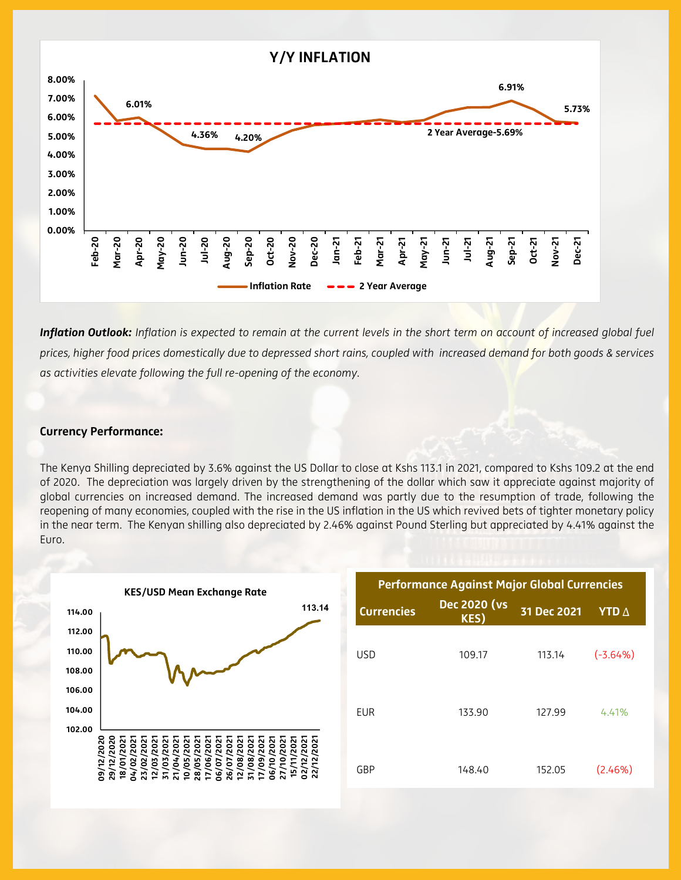*Inflation Outlook:* Inflation is expected to remain at the current levels in the short term on account of increased global fuel prices, higher food prices domestically due to depressed short rains, coupled with increased demand for both goods & services as activities elevate following the full re-opening of the economy.

**Currency Performance:**

The Kenya Shilling depreciated by 3.6% against the US Dollar to close at Kshs 113.1 in 2021, compared to Kshs 109.2 at the end of 2020. The depreciation was largely driven by the strengthening of the dollar which saw it appreciate against majority of global currencies on increased demand. The increased demand was partly due to the resumption of trade, following the reopening of many economies, coupled with the rise in the US inflation in the US which revived bets of tighter monetary policy in the near term. The Kenyan shilling also depreciated by 2.46% against Pound Sterling but appreciated by 4.41% against the Euro.

| Performance Against Major Global Currencies | | | |
|---|---|---|---|
| Currencies | Dec 2020 (vs KES) | 31 Dec 2021 | YTD Δ |
| USD | 109.17 | 113.14 | (-3.64%) |
| EUR | 133.90 | 127.99 | 4.41% |
| GBP | 148.40 | 152.05 | (2.46%) |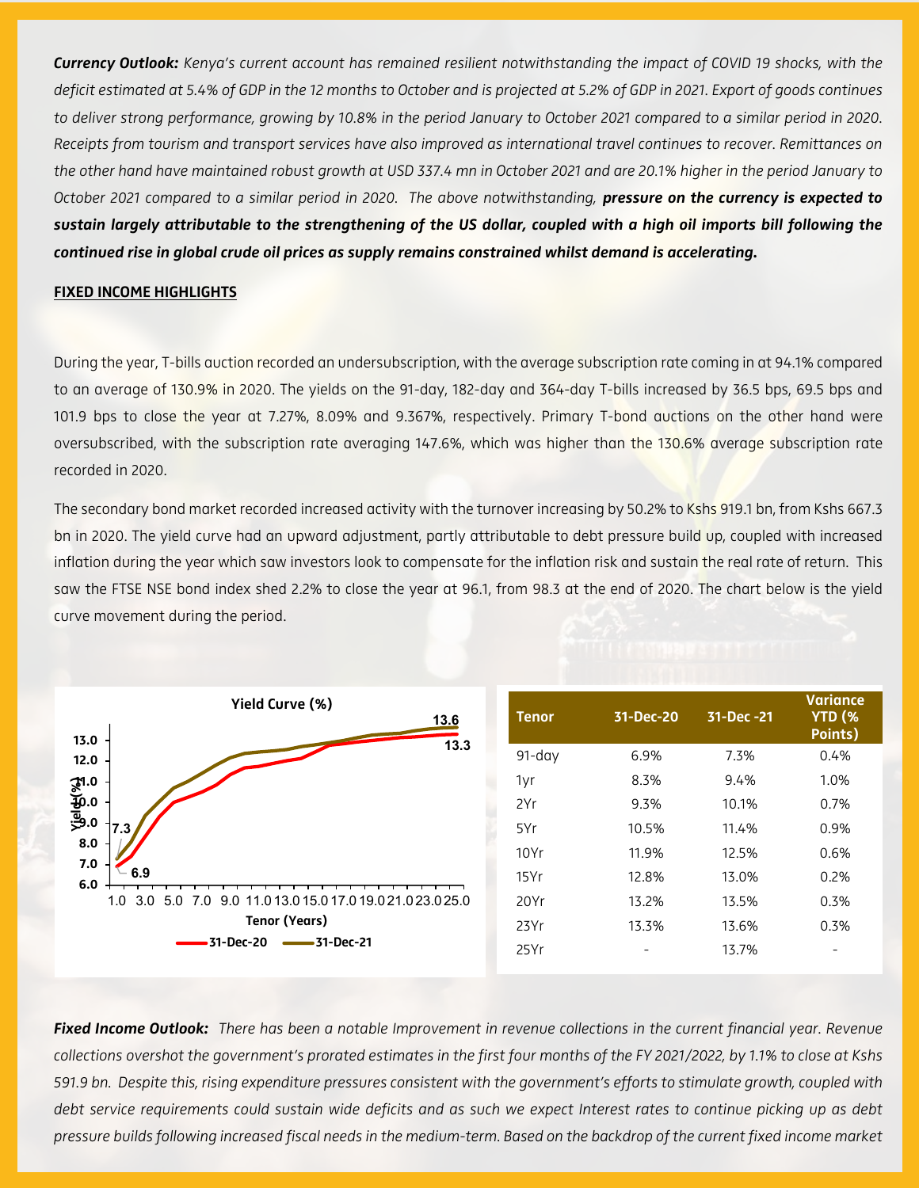***Currency Outlook:*** *Kenya's current account has remained resilient notwithstanding the impact of COVID 19 shocks, with the deficit estimated at 5.4% of GDP in the 12 months to October and is projected at 5.2% of GDP in 2021. Export of goods continues to deliver strong performance, growing by 10.8% in the period January to October 2021 compared to a similar period in 2020. Receipts from tourism and transport services have also improved as international travel continues to recover. Remittances on the other hand have maintained robust growth at USD 337.4 mn in October 2021 and are 20.1% higher in the period January to October 2021 compared to a similar period in 2020. The above notwithstanding,* ***pressure on the currency is expected to sustain largely attributable to the strengthening of the US dollar, coupled with a high oil imports bill following the continued rise in global crude oil prices as supply remains constrained whilst demand is accelerating.***

**FIXED INCOME HIGHLIGHTS**

During the year, T-bills auction recorded an undersubscription, with the average subscription rate coming in at 94.1% compared to an average of 130.9% in 2020. The yields on the 91-day, 182-day and 364-day T-bills increased by 36.5 bps, 69.5 bps and 101.9 bps to close the year at 7.27%, 8.09% and 9.367%, respectively. Primary T-bond auctions on the other hand were oversubscribed, with the subscription rate averaging 147.6%, which was higher than the 130.6% average subscription rate recorded in 2020.

The secondary bond market recorded increased activity with the turnover increasing by 50.2% to Kshs 919.1 bn, from Kshs 667.3 bn in 2020. The yield curve had an upward adjustment, partly attributable to debt pressure build up, coupled with increased inflation during the year which saw investors look to compensate for the inflation risk and sustain the real rate of return. This saw the FTSE NSE bond index shed 2.2% to close the year at 96.1, from 98.3 at the end of 2020. The chart below is the yield curve movement during the period.

**Yield Curve (%)**

| Tenor | 31-Dec-20 | 31-Dec -21 | Variance YTD (% Points) |
|---|---|---|---|
| 91-day | 6.9% | 7.3% | 0.4% |
| 1yr | 8.3% | 9.4% | 1.0% |
| 2Yr | 9.3% | 10.1% | 0.7% |
| 5Yr | 10.5% | 11.4% | 0.9% |
| 10Yr | 11.9% | 12.5% | 0.6% |
| 15Yr | 12.8% | 13.0% | 0.2% |
| 20Yr | 13.2% | 13.5% | 0.3% |
| 23Yr | 13.3% | 13.6% | 0.3% |
| 25Yr | - | 13.7% | - |

***Fixed Income Outlook:*** *There has been a notable Improvement in revenue collections in the current financial year. Revenue collections overshot the government's prorated estimates in the first four months of the FY 2021/2022, by 1.1% to close at Kshs 591.9 bn. Despite this, rising expenditure pressures consistent with the government's efforts to stimulate growth, coupled with debt service requirements could sustain wide deficits and as such we expect Interest rates to continue picking up as debt pressure builds following increased fiscal needs in the medium-term. Based on the backdrop of the current fixed income market*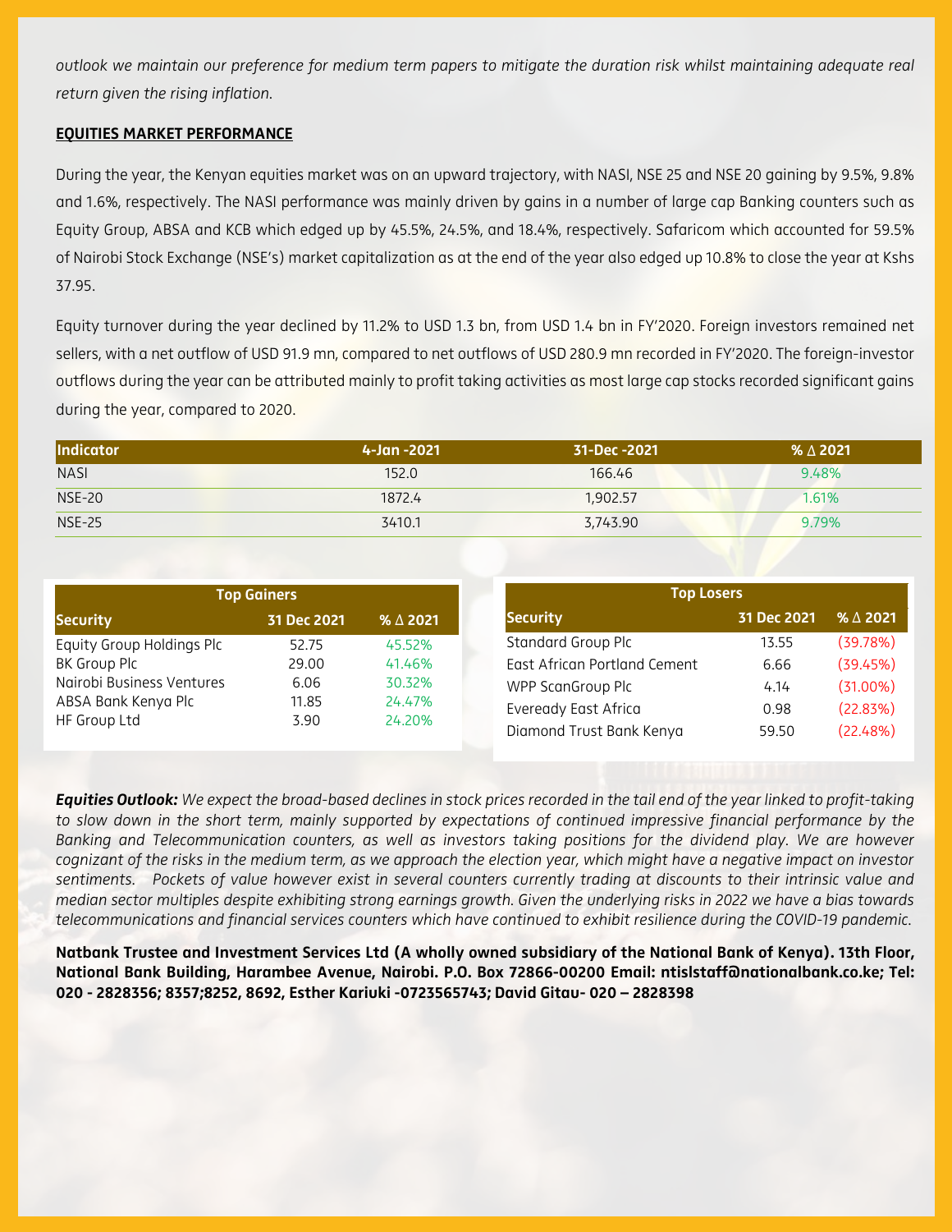*outlook we maintain our preference for medium term papers to mitigate the duration risk whilst maintaining adequate real return given the rising inflation.*

**EQUITIES MARKET PERFORMANCE**

During the year, the Kenyan equities market was on an upward trajectory, with NASI, NSE 25 and NSE 20 gaining by 9.5%, 9.8% and 1.6%, respectively. The NASI performance was mainly driven by gains in a number of large cap Banking counters such as Equity Group, ABSA and KCB which edged up by 45.5%, 24.5%, and 18.4%, respectively. Safaricom which accounted for 59.5% of Nairobi Stock Exchange (NSE's) market capitalization as at the end of the year also edged up 10.8% to close the year at Kshs 37.95.

Equity turnover during the year declined by 11.2% to USD 1.3 bn, from USD 1.4 bn in FY'2020. Foreign investors remained net sellers, with a net outflow of USD 91.9 mn, compared to net outflows of USD 280.9 mn recorded in FY'2020. The foreign-investor outflows during the year can be attributed mainly to profit taking activities as most large cap stocks recorded significant gains during the year, compared to 2020.

| Indicator | 4-Jan -2021 | 31-Dec -2021 | % ∆ 2021 |
| --- | --- | --- | --- |
| NASI | 152.0 | 166.46 | 9.48% |
| NSE-20 | 1872.4 | 1,902.57 | 1.61% |
| NSE-25 | 3410.1 | 3,743.90 | 9.79% |

| Top Gainers | | |
| --- | --- | --- |
| **Security** | **31 Dec 2021** | **% ∆ 2021** |
| Equity Group Holdings Plc | 52.75 | 45.52% |
| BK Group Plc | 29.00 | 41.46% |
| Nairobi Business Ventures | 6.06 | 30.32% |
| ABSA Bank Kenya Plc | 11.85 | 24.47% |
| HF Group Ltd | 3.90 | 24.20% |

| Top Losers | | |
| --- | --- | --- |
| **Security** | **31 Dec 2021** | **% ∆ 2021** |
| Standard Group Plc | 13.55 | (39.78%) |
| East African Portland Cement | 6.66 | (39.45%) |
| WPP ScanGroup Plc | 4.14 | (31.00%) |
| Eveready East Africa | 0.98 | (22.83%) |
| Diamond Trust Bank Kenya | 59.50 | (22.48%) |

***Equities Outlook:*** *We expect the broad-based declines in stock prices recorded in the tail end of the year linked to profit-taking to slow down in the short term, mainly supported by expectations of continued impressive financial performance by the Banking and Telecommunication counters, as well as investors taking positions for the dividend play. We are however cognizant of the risks in the medium term, as we approach the election year, which might have a negative impact on investor sentiments. Pockets of value however exist in several counters currently trading at discounts to their intrinsic value and median sector multiples despite exhibiting strong earnings growth. Given the underlying risks in 2022 we have a bias towards telecommunications and financial services counters which have continued to exhibit resilience during the COVID-19 pandemic.*

**Natbank Trustee and Investment Services Ltd (A wholly owned subsidiary of the National Bank of Kenya). 13th Floor, National Bank Building, Harambee Avenue, Nairobi. P.O. Box 72866-00200 Email: ntislstaff@nationalbank.co.ke; Tel: 020 - 2828356; 8357;8252, 8692, Esther Kariuki -0723565743; David Gitau- 020 – 2828398**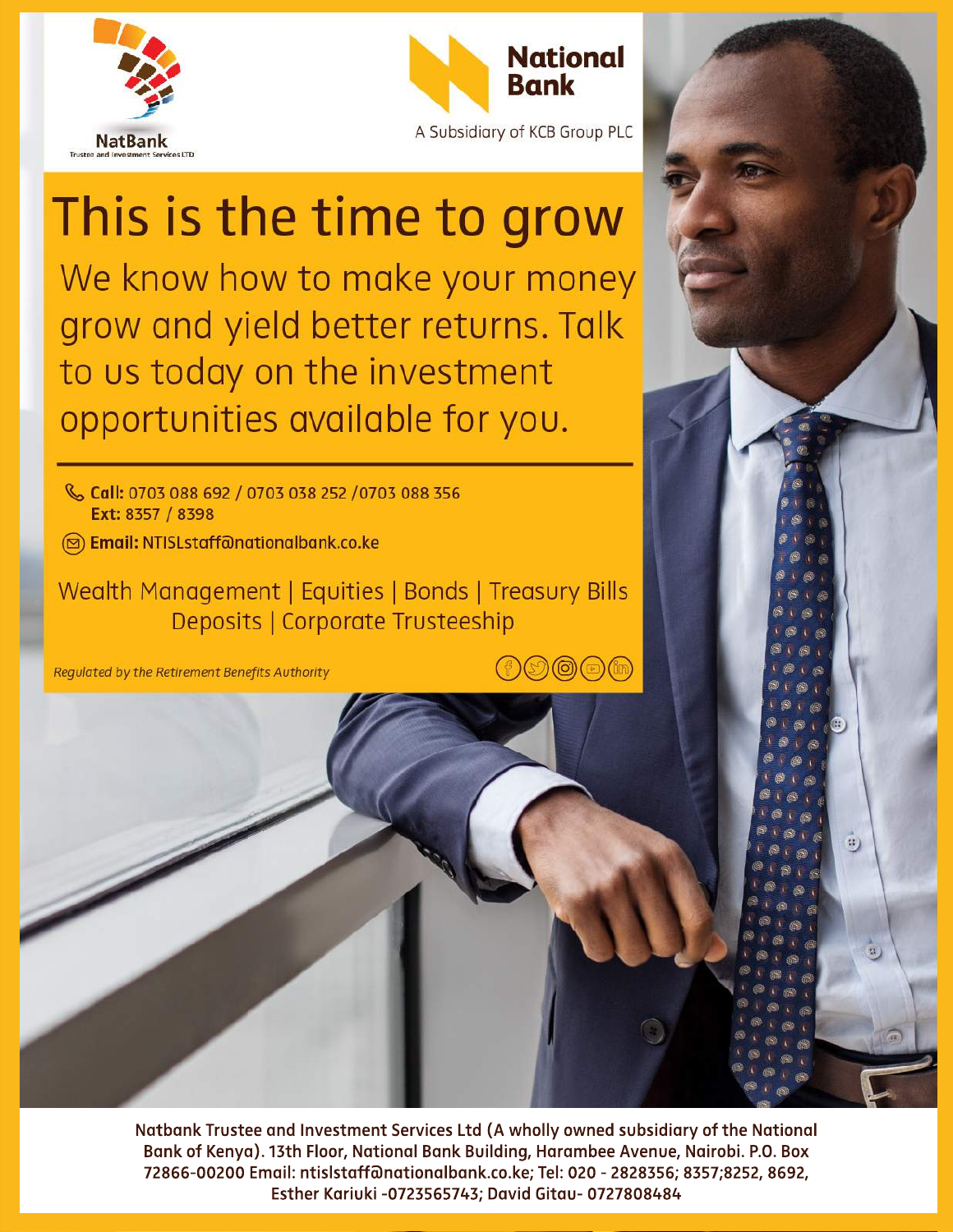NatBank

Trustee and Investment Services LTD

National Bank

A Subsidiary of KCB Group PLC

# This is the time to grow

We know how to make your money grow and yield better returns. Talk to us today on the investment opportunities available for you.

**Call:** 0703 088 692 / 0703 038 252 /0703 088 356
**Ext:** 8357 / 8398

**Email:** NTISLstaff@nationalbank.co.ke

Wealth Management | Equities | Bonds | Treasury Bills
Deposits | Corporate Trusteeship

*Regulated by the Retirement Benefits Authority*

**Natbank Trustee and Investment Services Ltd (A wholly owned subsidiary of the National Bank of Kenya). 13th Floor, National Bank Building, Harambee Avenue, Nairobi. P.O. Box 72866-00200 Email: ntislstaff@nationalbank.co.ke; Tel: 020 - 2828356; 8357;8252, 8692, Esther Kariuki -0723565743; David Gitau- 0727808484**